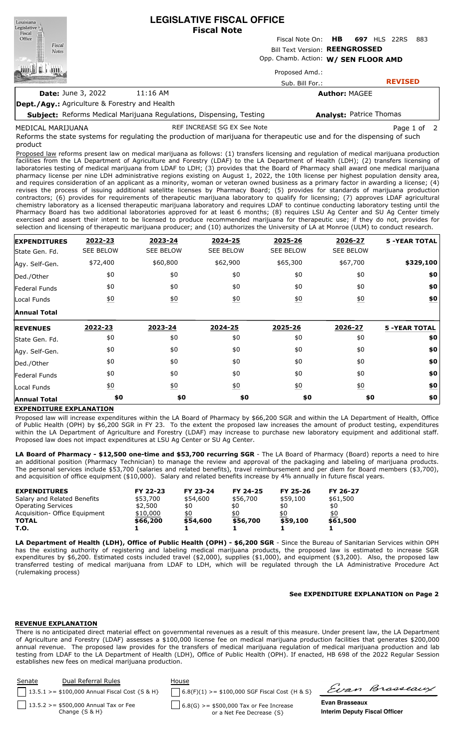# LEGISLATIVE FISCAL OFFICE
## Fiscal Note

Fiscal Note On: **HB 697** HLS 22RS 883

Bill Text Version: **REENGROSSED**

Opp. Chamb. Action: **W/ SEN FLOOR AMD**

Proposed Amd.:

Sub. Bill For.:

**REVISED**

**Date:** June 3, 2022 11:16 AM

**Author:** MAGEE

**Dept./Agy.:** Agriculture & Forestry and Health

**Subject:** Reforms Medical Marijuana Regulations, Dispensing, Testing

**Analyst:** Patrice Thomas

MEDICAL MARIJUANA REF INCREASE SG EX See Note

Reforms the state systems for regulating the production of marijuana for therapeutic use and for the dispensing of such product

Proposed law reforms present law on medical marijuana as follows: (1) transfers licensing and regulation of medical marijuana production facilities from the LA Department of Agriculture and Forestry (LDAF) to the LA Department of Health (LDH); (2) transfers licensing of laboratories testing of medical marijuana from LDAF to LDH; (3) provides that the Board of Pharmacy shall award one medical marijuana pharmacy license per nine LDH administrative regions existing on August 1, 2022, the 10th license per highest population density area, and requires consideration of an applicant as a minority, woman or veteran owned business as a primary factor in awarding a license; (4) revises the process of issuing additional satellite licenses by Pharmacy Board; (5) provides for standards of marijuana production contractors; (6) provides for requirements of therapeutic marijuana laboratory to qualify for licensing; (7) approves LDAF agricultural chemistry laboratory as a licensed therapeutic marijuana laboratory and requires LDAF to continue conducting laboratory testing until the Pharmacy Board has two additional laboratories approved for at least 6 months; (8) requires LSU Ag Center and SU Ag Center timely exercised and assert their intent to be licensed to produce recommended marijuana for therapeutic use; if they do not, provides for selection and licensing of therapeutic marijuana producer; and (10) authorizes the University of LA at Monroe (ULM) to conduct research.

| **EXPENDITURES** | **2022-23** | **2023-24** | **2024-25** | **2025-26** | **2026-27** | **5 -YEAR TOTAL** |
|---|---|---|---|---|---|---|
| State Gen. Fd. | SEE BELOW | SEE BELOW | SEE BELOW | SEE BELOW | SEE BELOW | |
| Agy. Self-Gen. | \$72,400 | \$60,800 | \$62,900 | \$65,300 | \$67,700 | **\$329,100** |
| Ded./Other | \$0 | \$0 | \$0 | \$0 | \$0 | **\$0** |
| Federal Funds | \$0 | \$0 | \$0 | \$0 | \$0 | **\$0** |
| Local Funds | \$0 | \$0 | \$0 | \$0 | \$0 | **\$0** |
| **Annual Total** | | | | | | |

| **REVENUES** | **2022-23** | **2023-24** | **2024-25** | **2025-26** | **2026-27** | **5 -YEAR TOTAL** |
|---|---|---|---|---|---|---|
| State Gen. Fd. | \$0 | \$0 | \$0 | \$0 | \$0 | **\$0** |
| Agy. Self-Gen. | \$0 | \$0 | \$0 | \$0 | \$0 | **\$0** |
| Ded./Other | \$0 | \$0 | \$0 | \$0 | \$0 | **\$0** |
| Federal Funds | \$0 | \$0 | \$0 | \$0 | \$0 | **\$0** |
| Local Funds | \$0 | \$0 | \$0 | \$0 | \$0 | **\$0** |
| **Annual Total** | **\$0** | **\$0** | **\$0** | **\$0** | **\$0** | **\$0** |

**EXPENDITURE EXPLANATION**

Proposed law will increase expenditures within the LA Board of Pharmacy by \$66,200 SGR and within the LA Department of Health, Office of Public Health (OPH) by \$6,200 SGR in FY 23. To the extent the proposed law increases the amount of product testing, expenditures within the LA Department of Agriculture and Forestry (LDAF) may increase to purchase new laboratory equipment and additional staff. Proposed law does not impact expenditures at LSU Ag Center or SU Ag Center.

**LA Board of Pharmacy - \$12,500 one-time and \$53,700 recurring SGR** - The LA Board of Pharmacy (Board) reports a need to hire an additional position (Pharmacy Technician) to manage the review and approval of the packaging and labeling of marijuana products. The personal services include \$53,700 (salaries and related benefits), travel reimbursement and per diem for Board members (\$3,700), and acquisition of office equipment (\$10,000). Salary and related benefits increase by 4% annually in future fiscal years.

| **EXPENDITURES** | **FY 22-23** | **FY 23-24** | **FY 24-25** | **FY 25-26** | **FY 26-27** |
|---|---|---|---|---|---|
| Salary and Related Benefits | \$53,700 | \$54,600 | \$56,700 | \$59,100 | \$61,500 |
| Operating Services | \$2,500 | \$0 | \$0 | \$0 | \$0 |
| Acquisition- Office Equipment | \$10,000 | \$0 | \$0 | \$0 | \$0 |
| **TOTAL** | **\$66,200** | **\$54,600** | **\$56,700** | **\$59,100** | **\$61,500** |
| **T.O.** | **1** | **1** | **1** | **1** | **1** |

**LA Department of Health (LDH), Office of Public Health (OPH) - \$6,200 SGR** - Since the Bureau of Sanitarian Services within OPH has the existing authority of registering and labeling medical marijuana products, the proposed law is estimated to increase SGR expenditures by \$6,200. Estimated costs included travel (\$2,000), supplies (\$1,000), and equipment (\$3,200). Also, the proposed law transferred testing of medical marijuana from LDAF to LDH, which will be regulated through the LA Administrative Procedure Act (rulemaking process)

**See EXPENDITURE EXPLANATION on Page 2**

**REVENUE EXPLANATION**

There is no anticipated direct material effect on governmental revenues as a result of this measure. Under present law, the LA Department of Agriculture and Forestry (LDAF) assesses a \$100,000 license fee on medical marijuana production facilities that generates \$200,000 annual revenue. The proposed law provides for the transfers of medical marijuana regulation of medical marijuana production and lab testing from LDAF to the LA Department of Health (LDH), Office of Public Health (OPH). If enacted, HB 698 of the 2022 Regular Session establishes new fees on medical marijuana production.

| Senate | Dual Referral Rules | House |
|---|---|---|
| | 13.5.1 >= \$100,000 Annual Fiscal Cost {S & H} | 6.8(F)(1) >= \$100,000 SGF Fiscal Cost {H & S} |
| | 13.5.2 >= \$500,000 Annual Tax or Fee Change {S & H} | 6.8(G) >= \$500,000 Tax or Fee Increase or a Net Fee Decrease {S} |

Evan Brasseaux

**Evan Brasseaux**
**Interim Deputy Fiscal Officer**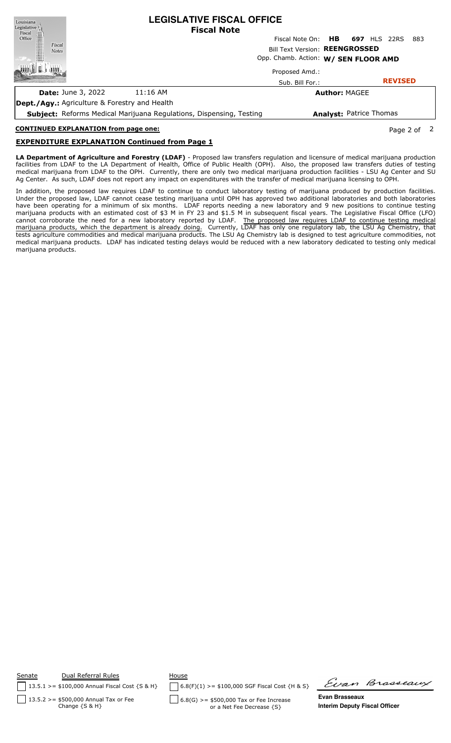# LEGISLATIVE FISCAL OFFICE
**Fiscal Note**

Fiscal Note On: **HB 697** HLS 22RS 883

Bill Text Version: **REENGROSSED**

Opp. Chamb. Action: **W/ SEN FLOOR AMD**

Proposed Amd.:

Sub. Bill For.:

**REVISED**

| | |
|---|---|
| **Date:** June 3, 2022 11:16 AM | **Author:** MAGEE |
| **Dept./Agy.:** Agriculture & Forestry and Health | |
| **Subject:** Reforms Medical Marijuana Regulations, Dispensing, Testing | **Analyst:** Patrice Thomas |

**CONTINUED EXPLANATION from page one:**

**EXPENDITURE EXPLANATION Continued from Page 1**

**LA Department of Agriculture and Forestry (LDAF)** - Proposed law transfers regulation and licensure of medical marijuana production facilities from LDAF to the LA Department of Health, Office of Public Health (OPH). Also, the proposed law transfers duties of testing medical marijuana from LDAF to the OPH. Currently, there are only two medical marijuana production facilities - LSU Ag Center and SU Ag Center. As such, LDAF does not report any impact on expenditures with the transfer of medical marijuana licensing to OPH.

In addition, the proposed law requires LDAF to continue to conduct laboratory testing of marijuana produced by production facilities. Under the proposed law, LDAF cannot cease testing marijuana until OPH has approved two additional laboratories and both laboratories have been operating for a minimum of six months. LDAF reports needing a new laboratory and 9 new positions to continue testing marijuana products with an estimated cost of $3 M in FY 23 and $1.5 M in subsequent fiscal years. The Legislative Fiscal Office (LFO) cannot corroborate the need for a new laboratory reported by LDAF. The proposed law requires LDAF to continue testing medical marijuana products, which the department is already doing. Currently, LDAF has only one regulatory lab, the LSU Ag Chemistry, that tests agriculture commodities and medical marijuana products. The LSU Ag Chemistry lab is designed to test agriculture commodities, not medical marijuana products. LDAF has indicated testing delays would be reduced with a new laboratory dedicated to testing only medical marijuana products.

Senate — Dual Referral Rules

- [ ] 13.5.1 >= $100,000 Annual Fiscal Cost {S & H}
- [ ] 13.5.2 >= $500,000 Annual Tax or Fee Change {S & H}

House

- [ ] 6.8(F)(1) >= $100,000 SGF Fiscal Cost {H & S}
- [ ] 6.8(G) >= $500,000 Tax or Fee Increase or a Net Fee Decrease {S}

Evan Brasseaux

**Evan Brasseaux**
**Interim Deputy Fiscal Officer**